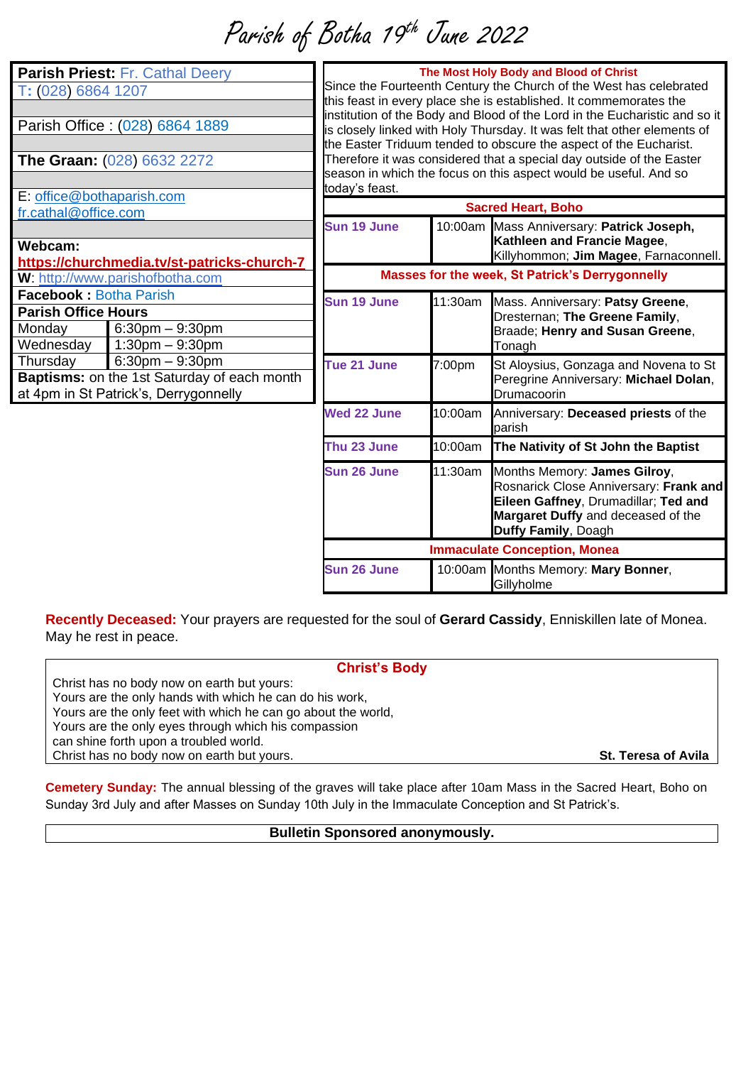# Parish of Botha 19th June 2022

| | |
|---|---|
| **Parish Priest:** Fr. Cathal Deery | |
| T: (028) 6864 1207 | |
| Parish Office : (028) 6864 1889 | |
| **The Graan:** (028) 6632 2272 | |
| E: office@bothaparish.com | |
| fr.cathal@office.com | |
| **Webcam:** | |
| **https://churchmedia.tv/st-patricks-church-7** | |
| **W**: http://www.parishofbotha.com | |
| **Facebook :** Botha Parish | |
| **Parish Office Hours** | |
| Monday | 6:30pm – 9:30pm |
| Wednesday | 1:30pm – 9:30pm |
| Thursday | 6:30pm – 9:30pm |
| **Baptisms:** on the 1st Saturday of each month at 4pm in St Patrick's, Derrygonnelly | |

**The Most Holy Body and Blood of Christ**

Since the Fourteenth Century the Church of the West has celebrated this feast in every place she is established. It commemorates the institution of the Body and Blood of the Lord in the Eucharistic and so it is closely linked with Holy Thursday. It was felt that other elements of the Easter Triduum tended to obscure the aspect of the Eucharist. Therefore it was considered that a special day outside of the Easter season in which the focus on this aspect would be useful. And so today's feast.

| **Sacred Heart, Boho** | | |
|---|---|---|
| **Sun 19 June** | 10:00am | Mass Anniversary: **Patrick Joseph, Kathleen and Francie Magee**, Killyhommon; **Jim Magee**, Farnaconnell. |
| **Masses for the week, St Patrick's Derrygonnelly** | | |
| **Sun 19 June** | 11:30am | Mass. Anniversary: **Patsy Greene**, Dresternan; **The Greene Family**, Braade; **Henry and Susan Greene**, Tonagh |
| **Tue 21 June** | 7:00pm | St Aloysius, Gonzaga and Novena to St Peregrine Anniversary: **Michael Dolan**, Drumacoorin |
| **Wed 22 June** | 10:00am | Anniversary: **Deceased priests** of the parish |
| **Thu 23 June** | 10:00am | **The Nativity of St John the Baptist** |
| **Sun 26 June** | 11:30am | Months Memory: **James Gilroy**, Rosnarick Close Anniversary: **Frank and Eileen Gaffney**, Drumadillar; **Ted and Margaret Duffy** and deceased of the **Duffy Family**, Doagh |
| **Immaculate Conception, Monea** | | |
| **Sun 26 June** | 10:00am | Months Memory: **Mary Bonner**, Gillyholme |

**Recently Deceased:** Your prayers are requested for the soul of **Gerard Cassidy**, Enniskillen late of Monea. May he rest in peace.

**Christ's Body**

Christ has no body now on earth but yours:
Yours are the only hands with which he can do his work,
Yours are the only feet with which he can go about the world,
Yours are the only eyes through which his compassion
can shine forth upon a troubled world.
Christ has no body now on earth but yours.

**St. Teresa of Avila**

**Cemetery Sunday:** The annual blessing of the graves will take place after 10am Mass in the Sacred Heart, Boho on Sunday 3rd July and after Masses on Sunday 10th July in the Immaculate Conception and St Patrick's.

**Bulletin Sponsored anonymously.**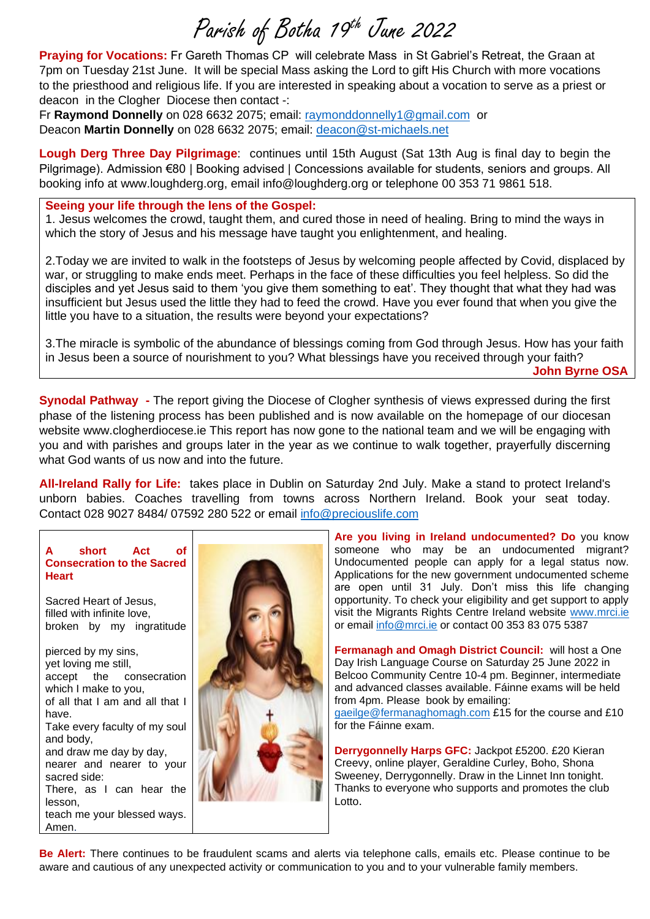# Parish of Botha 19th June 2022

**Praying for Vocations:** Fr Gareth Thomas CP will celebrate Mass in St Gabriel's Retreat, the Graan at 7pm on Tuesday 21st June. It will be special Mass asking the Lord to gift His Church with more vocations to the priesthood and religious life. If you are interested in speaking about a vocation to serve as a priest or deacon in the Clogher Diocese then contact -:
Fr **Raymond Donnelly** on 028 6632 2075; email: raymonddonnelly1@gmail.com or
Deacon **Martin Donnelly** on 028 6632 2075; email: deacon@st-michaels.net

**Lough Derg Three Day Pilgrimage**: continues until 15th August (Sat 13th Aug is final day to begin the Pilgrimage). Admission €80 | Booking advised | Concessions available for students, seniors and groups. All booking info at www.loughderg.org, email info@loughderg.org or telephone 00 353 71 9861 518.

**Seeing your life through the lens of the Gospel:**

1. Jesus welcomes the crowd, taught them, and cured those in need of healing. Bring to mind the ways in which the story of Jesus and his message have taught you enlightenment, and healing.

2. Today we are invited to walk in the footsteps of Jesus by welcoming people affected by Covid, displaced by war, or struggling to make ends meet. Perhaps in the face of these difficulties you feel helpless. So did the disciples and yet Jesus said to them 'you give them something to eat'. They thought that what they had was insufficient but Jesus used the little they had to feed the crowd. Have you ever found that when you give the little you have to a situation, the results were beyond your expectations?

3. The miracle is symbolic of the abundance of blessings coming from God through Jesus. How has your faith in Jesus been a source of nourishment to you? What blessings have you received through your faith?

**John Byrne OSA**

**Synodal Pathway -** The report giving the Diocese of Clogher synthesis of views expressed during the first phase of the listening process has been published and is now available on the homepage of our diocesan website www.clogherdiocese.ie This report has now gone to the national team and we will be engaging with you and with parishes and groups later in the year as we continue to walk together, prayerfully discerning what God wants of us now and into the future.

**All-Ireland Rally for Life:** takes place in Dublin on Saturday 2nd July. Make a stand to protect Ireland's unborn babies. Coaches travelling from towns across Northern Ireland. Book your seat today. Contact 028 9027 8484/ 07592 280 522 or email info@preciouslife.com

**A short Act of Consecration to the Sacred Heart**

Sacred Heart of Jesus,
filled with infinite love,
broken by my ingratitude

pierced by my sins,
yet loving me still,
accept the consecration which I make to you,
of all that I am and all that I have.
Take every faculty of my soul and body,
and draw me day by day,
nearer and nearer to your sacred side:
There, as I can hear the lesson,
teach me your blessed ways.
Amen.

**Are you living in Ireland undocumented? Do** you know someone who may be an undocumented migrant? Undocumented people can apply for a legal status now. Applications for the new government undocumented scheme are open until 31 July. Don't miss this life changing opportunity. To check your eligibility and get support to apply visit the Migrants Rights Centre Ireland website www.mrci.ie or email info@mrci.ie or contact 00 353 83 075 5387

**Fermanagh and Omagh District Council:** will host a One Day Irish Language Course on Saturday 25 June 2022 in Belcoo Community Centre 10-4 pm. Beginner, intermediate and advanced classes available. Fáinne exams will be held from 4pm. Please book by emailing: gaeilge@fermanaghomagh.com £15 for the course and £10 for the Fáinne exam.

**Derrygonnelly Harps GFC:** Jackpot £5200. £20 Kieran Creevy, online player, Geraldine Curley, Boho, Shona Sweeney, Derrygonnelly. Draw in the Linnet Inn tonight. Thanks to everyone who supports and promotes the club Lotto.

**Be Alert:** There continues to be fraudulent scams and alerts via telephone calls, emails etc. Please continue to be aware and cautious of any unexpected activity or communication to you and to your vulnerable family members.